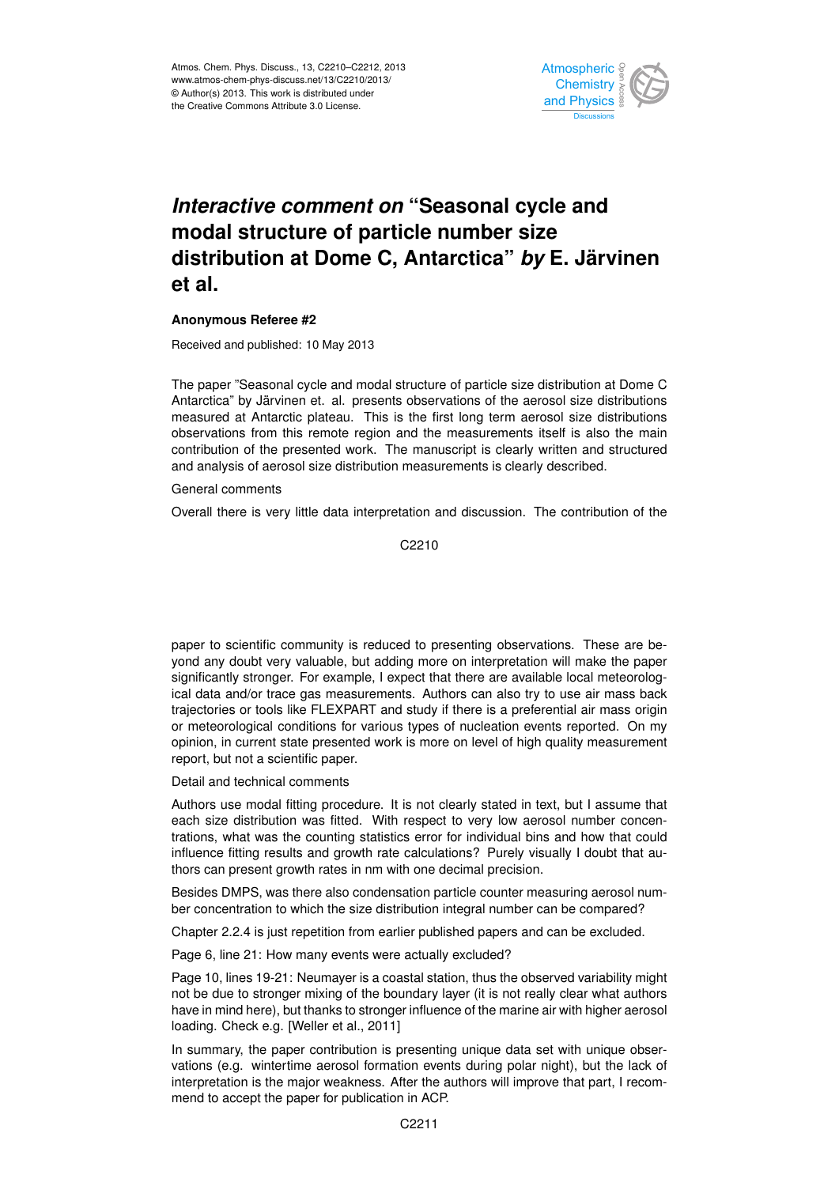# *Interactive comment on* "Seasonal cycle and modal structure of particle number size distribution at Dome C, Antarctica" *by* E. Järvinen et al.

**Anonymous Referee #2**

Received and published: 10 May 2013

The paper "Seasonal cycle and modal structure of particle size distribution at Dome C Antarctica" by Järvinen et. al. presents observations of the aerosol size distributions measured at Antarctic plateau. This is the first long term aerosol size distributions observations from this remote region and the measurements itself is also the main contribution of the presented work. The manuscript is clearly written and structured and analysis of aerosol size distribution measurements is clearly described.

General comments

Overall there is very little data interpretation and discussion. The contribution of the paper to scientific community is reduced to presenting observations. These are beyond any doubt very valuable, but adding more on interpretation will make the paper significantly stronger. For example, I expect that there are available local meteorological data and/or trace gas measurements. Authors can also try to use air mass back trajectories or tools like FLEXPART and study if there is a preferential air mass origin or meteorological conditions for various types of nucleation events reported. On my opinion, in current state presented work is more on level of high quality measurement report, but not a scientific paper.

Detail and technical comments

Authors use modal fitting procedure. It is not clearly stated in text, but I assume that each size distribution was fitted. With respect to very low aerosol number concentrations, what was the counting statistics error for individual bins and how that could influence fitting results and growth rate calculations? Purely visually I doubt that authors can present growth rates in nm with one decimal precision.

Besides DMPS, was there also condensation particle counter measuring aerosol number concentration to which the size distribution integral number can be compared?

Chapter 2.2.4 is just repetition from earlier published papers and can be excluded.

Page 6, line 21: How many events were actually excluded?

Page 10, lines 19-21: Neumayer is a coastal station, thus the observed variability might not be due to stronger mixing of the boundary layer (it is not really clear what authors have in mind here), but thanks to stronger influence of the marine air with higher aerosol loading. Check e.g. [Weller et al., 2011]

In summary, the paper contribution is presenting unique data set with unique observations (e.g. wintertime aerosol formation events during polar night), but the lack of interpretation is the major weakness. After the authors will improve that part, I recommend to accept the paper for publication in ACP.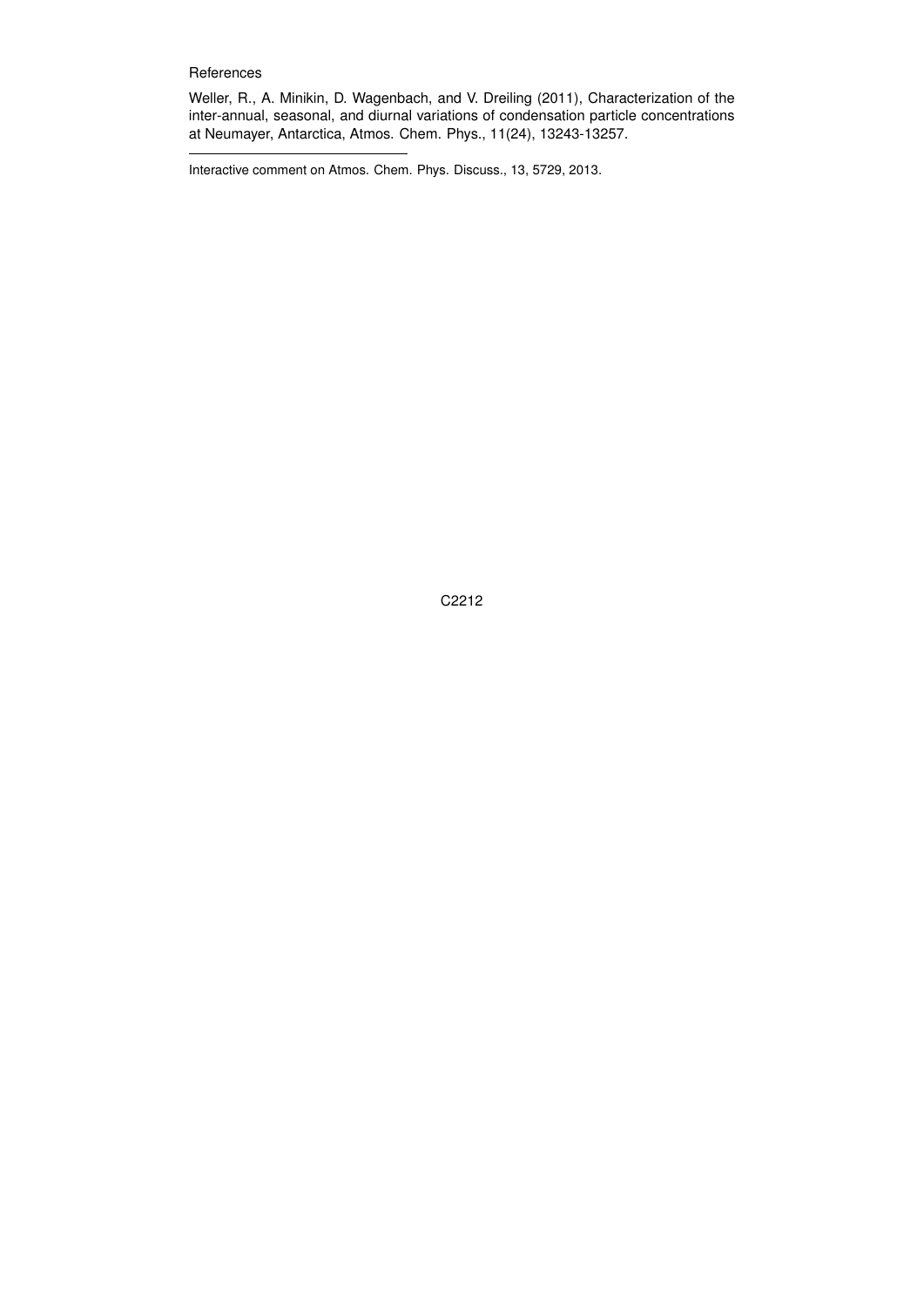References

Weller, R., A. Minikin, D. Wagenbach, and V. Dreiling (2011), Characterization of the inter-annual, seasonal, and diurnal variations of condensation particle concentrations at Neumayer, Antarctica, Atmos. Chem. Phys., 11(24), 13243-13257.

---

Interactive comment on Atmos. Chem. Phys. Discuss., 13, 5729, 2013.